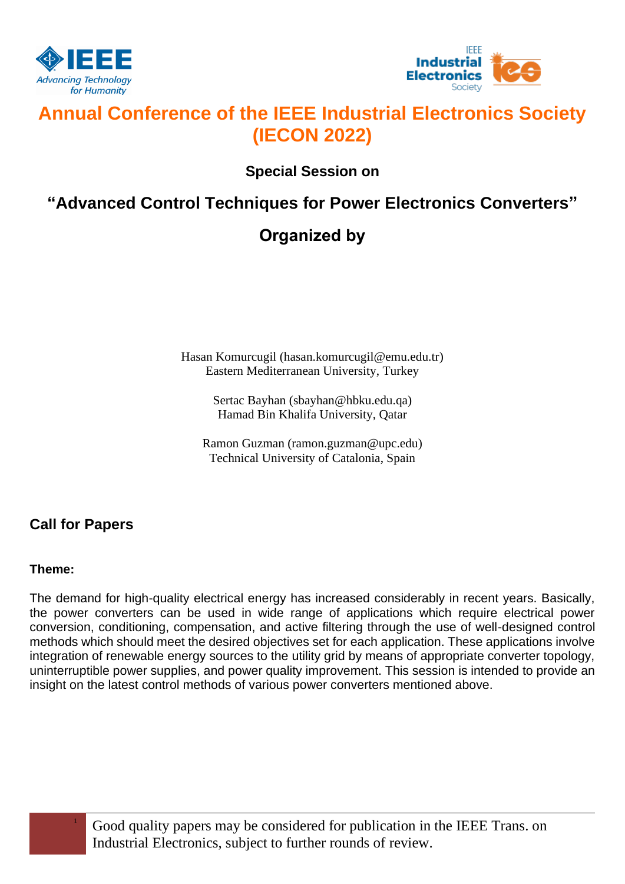# Annual Conference of the IEEE Industrial Electronics Society (IECON 2022)

**Special Session on**

## "Advanced Control Techniques for Power Electronics Converters"

## Organized by

Hasan Komurcugil (hasan.komurcugil@emu.edu.tr)
Eastern Mediterranean University, Turkey

Sertac Bayhan (sbayhan@hbku.edu.qa)
Hamad Bin Khalifa University, Qatar

Ramon Guzman (ramon.guzman@upc.edu)
Technical University of Catalonia, Spain

## Call for Papers

**Theme:**

The demand for high-quality electrical energy has increased considerably in recent years. Basically, the power converters can be used in wide range of applications which require electrical power conversion, conditioning, compensation, and active filtering through the use of well-designed control methods which should meet the desired objectives set for each application. These applications involve integration of renewable energy sources to the utility grid by means of appropriate converter topology, uninterruptible power supplies, and power quality improvement. This session is intended to provide an insight on the latest control methods of various power converters mentioned above.

[1] Good quality papers may be considered for publication in the IEEE Trans. on Industrial Electronics, subject to further rounds of review.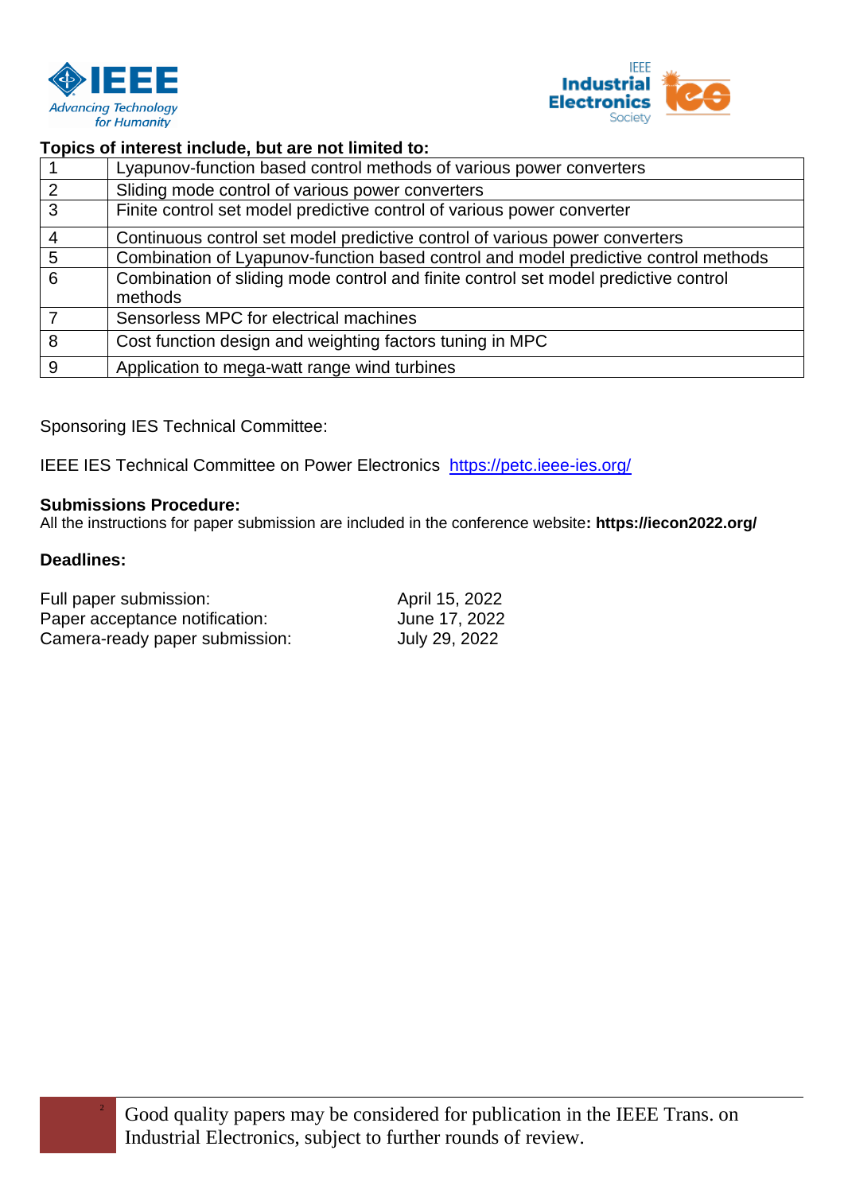**Topics of interest include, but are not limited to:**

| | |
|---|---|
| 1 | Lyapunov-function based control methods of various power converters |
| 2 | Sliding mode control of various power converters |
| 3 | Finite control set model predictive control of various power converter |
| 4 | Continuous control set model predictive control of various power converters |
| 5 | Combination of Lyapunov-function based control and model predictive control methods |
| 6 | Combination of sliding mode control and finite control set model predictive control methods |
| 7 | Sensorless MPC for electrical machines |
| 8 | Cost function design and weighting factors tuning in MPC |
| 9 | Application to mega-watt range wind turbines |

Sponsoring IES Technical Committee:

IEEE IES Technical Committee on Power Electronics https://petc.ieee-ies.org/

**Submissions Procedure:**
All the instructions for paper submission are included in the conference website**: https://iecon2022.org/**

**Deadlines:**

| | |
|---|---|
| Full paper submission: | April 15, 2022 |
| Paper acceptance notification: | June 17, 2022 |
| Camera-ready paper submission: | July 29, 2022 |

[2] Good quality papers may be considered for publication in the IEEE Trans. on Industrial Electronics, subject to further rounds of review.